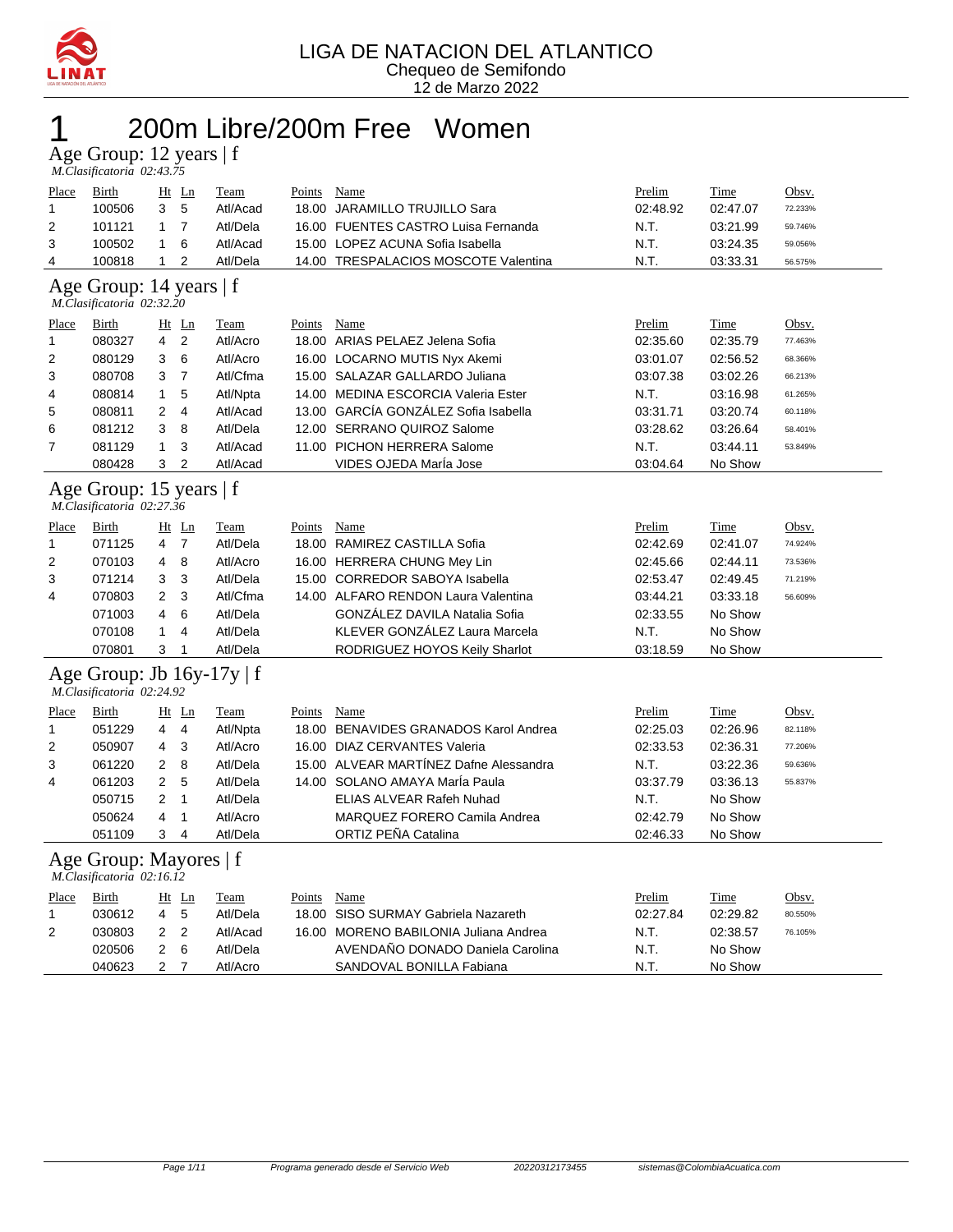# LIGA DE NATACION DEL ATLANTICO

Chequeo de Semifondo

12 de Marzo 2022

# 1 200m Libre/200m Free Women

## Age Group: 12 years | f

*M.Clasificatoria 02:43.75*

| Place | Birth | Ht | Ln | Team | Points | Name | Prelim | Time | Obsv. |
|---|---|---|---|---|---|---|---|---|---|
| 1 | 100506 | 3 | 5 | Atl/Acad | 18.00 | JARAMILLO TRUJILLO Sara | 02:48.92 | 02:47.07 | 72.233% |
| 2 | 101121 | 1 | 7 | Atl/Dela | 16.00 | FUENTES CASTRO Luisa Fernanda | N.T. | 03:21.99 | 59.746% |
| 3 | 100502 | 1 | 6 | Atl/Acad | 15.00 | LOPEZ ACUNA Sofia Isabella | N.T. | 03:24.35 | 59.056% |
| 4 | 100818 | 1 | 2 | Atl/Dela | 14.00 | TRESPALACIOS MOSCOTE Valentina | N.T. | 03:33.31 | 56.575% |

## Age Group: 14 years | f

*M.Clasificatoria 02:32.20*

| Place | Birth | Ht | Ln | Team | Points | Name | Prelim | Time | Obsv. |
|---|---|---|---|---|---|---|---|---|---|
| 1 | 080327 | 4 | 2 | Atl/Acro | 18.00 | ARIAS PELAEZ Jelena Sofia | 02:35.60 | 02:35.79 | 77.463% |
| 2 | 080129 | 3 | 6 | Atl/Acro | 16.00 | LOCARNO MUTIS Nyx Akemi | 03:01.07 | 02:56.52 | 68.366% |
| 3 | 080708 | 3 | 7 | Atl/Cfma | 15.00 | SALAZAR GALLARDO Juliana | 03:07.38 | 03:02.26 | 66.213% |
| 4 | 080814 | 1 | 5 | Atl/Npta | 14.00 | MEDINA ESCORCIA Valeria Ester | N.T. | 03:16.98 | 61.265% |
| 5 | 080811 | 2 | 4 | Atl/Acad | 13.00 | GARCÍA GONZÁLEZ Sofia Isabella | 03:31.71 | 03:20.74 | 60.118% |
| 6 | 081212 | 3 | 8 | Atl/Dela | 12.00 | SERRANO QUIROZ Salome | 03:28.62 | 03:26.64 | 58.401% |
| 7 | 081129 | 1 | 3 | Atl/Acad | 11.00 | PICHON HERRERA Salome | N.T. | 03:44.11 | 53.849% |
|  | 080428 | 3 | 2 | Atl/Acad |  | VIDES OJEDA MarÍa Jose | 03:04.64 | No Show |  |

## Age Group: 15 years | f

*M.Clasificatoria 02:27.36*

| Place | Birth | Ht | Ln | Team | Points | Name | Prelim | Time | Obsv. |
|---|---|---|---|---|---|---|---|---|---|
| 1 | 071125 | 4 | 7 | Atl/Dela | 18.00 | RAMIREZ CASTILLA Sofia | 02:42.69 | 02:41.07 | 74.924% |
| 2 | 070103 | 4 | 8 | Atl/Acro | 16.00 | HERRERA CHUNG Mey Lin | 02:45.66 | 02:44.11 | 73.536% |
| 3 | 071214 | 3 | 3 | Atl/Dela | 15.00 | CORREDOR SABOYA Isabella | 02:53.47 | 02:49.45 | 71.219% |
| 4 | 070803 | 2 | 3 | Atl/Cfma | 14.00 | ALFARO RENDON Laura Valentina | 03:44.21 | 03:33.18 | 56.609% |
|  | 071003 | 4 | 6 | Atl/Dela |  | GONZÁLEZ DAVILA Natalia Sofia | 02:33.55 | No Show |  |
|  | 070108 | 1 | 4 | Atl/Dela |  | KLEVER GONZÁLEZ Laura Marcela | N.T. | No Show |  |
|  | 070801 | 3 | 1 | Atl/Dela |  | RODRIGUEZ HOYOS Keily Sharlot | 03:18.59 | No Show |  |

## Age Group: Jb 16y-17y | f

*M.Clasificatoria 02:24.92*

| Place | Birth | Ht | Ln | Team | Points | Name | Prelim | Time | Obsv. |
|---|---|---|---|---|---|---|---|---|---|
| 1 | 051229 | 4 | 4 | Atl/Npta | 18.00 | BENAVIDES GRANADOS Karol Andrea | 02:25.03 | 02:26.96 | 82.118% |
| 2 | 050907 | 4 | 3 | Atl/Acro | 16.00 | DIAZ CERVANTES Valeria | 02:33.53 | 02:36.31 | 77.206% |
| 3 | 061220 | 2 | 8 | Atl/Dela | 15.00 | ALVEAR MARTÍNEZ Dafne Alessandra | N.T. | 03:22.36 | 59.636% |
| 4 | 061203 | 2 | 5 | Atl/Dela | 14.00 | SOLANO AMAYA MarÍa Paula | 03:37.79 | 03:36.13 | 55.837% |
|  | 050715 | 2 | 1 | Atl/Dela |  | ELIAS ALVEAR Rafeh Nuhad | N.T. | No Show |  |
|  | 050624 | 4 | 1 | Atl/Acro |  | MARQUEZ FORERO Camila Andrea | 02:42.79 | No Show |  |
|  | 051109 | 3 | 4 | Atl/Dela |  | ORTIZ PEÑA Catalina | 02:46.33 | No Show |  |

## Age Group: Mayores | f

*M.Clasificatoria 02:16.12*

| Place | Birth | Ht | Ln | Team | Points | Name | Prelim | Time | Obsv. |
|---|---|---|---|---|---|---|---|---|---|
| 1 | 030612 | 4 | 5 | Atl/Dela | 18.00 | SISO SURMAY Gabriela Nazareth | 02:27.84 | 02:29.82 | 80.550% |
| 2 | 030803 | 2 | 2 | Atl/Acad | 16.00 | MORENO BABILONIA Juliana Andrea | N.T. | 02:38.57 | 76.105% |
|  | 020506 | 2 | 6 | Atl/Dela |  | AVENDAÑO DONADO Daniela Carolina | N.T. | No Show |  |
|  | 040623 | 2 | 7 | Atl/Acro |  | SANDOVAL BONILLA Fabiana | N.T. | No Show |  |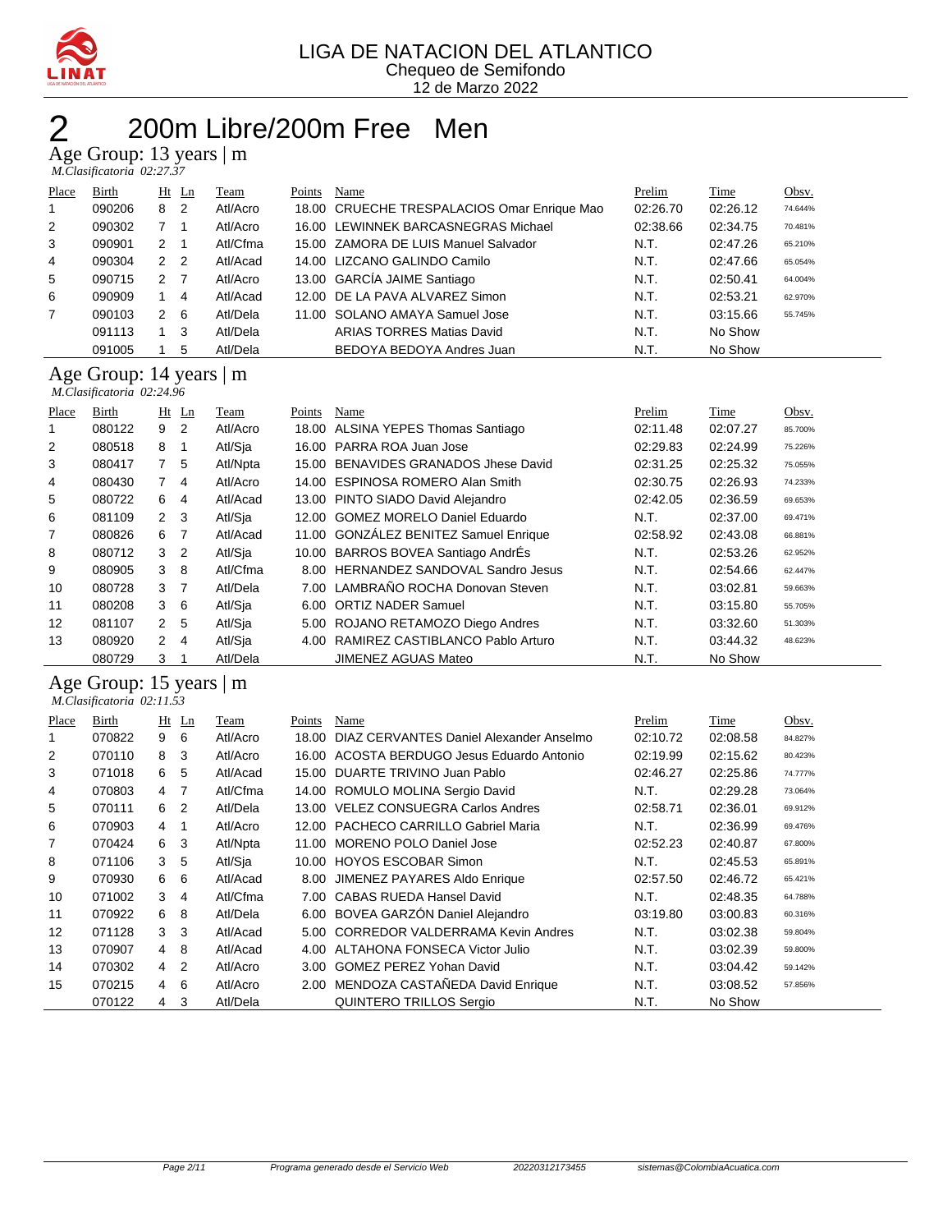LIGA DE NATACION DEL ATLANTICO
Chequeo de Semifondo
12 de Marzo 2022

# 2 200m Libre/200m Free Men

## Age Group: 13 years | m

*M.Clasificatoria 02:27.37*

| Place | Birth | Ht | Ln | Team | Points | Name | Prelim | Time | Obsv. |
|---|---|---|---|---|---|---|---|---|---|
| 1 | 090206 | 8 | 2 | Atl/Acro | 18.00 | CRUECHE TRESPALACIOS Omar Enrique Mao | 02:26.70 | 02:26.12 | 74.644% |
| 2 | 090302 | 7 | 1 | Atl/Acro | 16.00 | LEWINNEK BARCASNEGRAS Michael | 02:38.66 | 02:34.75 | 70.481% |
| 3 | 090901 | 2 | 1 | Atl/Cfma | 15.00 | ZAMORA DE LUIS Manuel Salvador | N.T. | 02:47.26 | 65.210% |
| 4 | 090304 | 2 | 2 | Atl/Acad | 14.00 | LIZCANO GALINDO Camilo | N.T. | 02:47.66 | 65.054% |
| 5 | 090715 | 2 | 7 | Atl/Acro | 13.00 | GARCÍA JAIME Santiago | N.T. | 02:50.41 | 64.004% |
| 6 | 090909 | 1 | 4 | Atl/Acad | 12.00 | DE LA PAVA ALVAREZ Simon | N.T. | 02:53.21 | 62.970% |
| 7 | 090103 | 2 | 6 | Atl/Dela | 11.00 | SOLANO AMAYA Samuel Jose | N.T. | 03:15.66 | 55.745% |
| | 091113 | 1 | 3 | Atl/Dela | | ARIAS TORRES Matias David | N.T. | No Show | |
| | 091005 | 1 | 5 | Atl/Dela | | BEDOYA BEDOYA Andres Juan | N.T. | No Show | |

## Age Group: 14 years | m

*M.Clasificatoria 02:24.96*

| Place | Birth | Ht | Ln | Team | Points | Name | Prelim | Time | Obsv. |
|---|---|---|---|---|---|---|---|---|---|
| 1 | 080122 | 9 | 2 | Atl/Acro | 18.00 | ALSINA YEPES Thomas Santiago | 02:11.48 | 02:07.27 | 85.700% |
| 2 | 080518 | 8 | 1 | Atl/Sja | 16.00 | PARRA ROA Juan Jose | 02:29.83 | 02:24.99 | 75.226% |
| 3 | 080417 | 7 | 5 | Atl/Npta | 15.00 | BENAVIDES GRANADOS Jhese David | 02:31.25 | 02:25.32 | 75.055% |
| 4 | 080430 | 7 | 4 | Atl/Acro | 14.00 | ESPINOSA ROMERO Alan Smith | 02:30.75 | 02:26.93 | 74.233% |
| 5 | 080722 | 6 | 4 | Atl/Acad | 13.00 | PINTO SIADO David Alejandro | 02:42.05 | 02:36.59 | 69.653% |
| 6 | 081109 | 2 | 3 | Atl/Sja | 12.00 | GOMEZ MORELO Daniel Eduardo | N.T. | 02:37.00 | 69.471% |
| 7 | 080826 | 6 | 7 | Atl/Acad | 11.00 | GONZÁLEZ BENITEZ Samuel Enrique | 02:58.92 | 02:43.08 | 66.881% |
| 8 | 080712 | 3 | 2 | Atl/Sja | 10.00 | BARROS BOVEA Santiago AndrÉs | N.T. | 02:53.26 | 62.952% |
| 9 | 080905 | 3 | 8 | Atl/Cfma | 8.00 | HERNANDEZ SANDOVAL Sandro Jesus | N.T. | 02:54.66 | 62.447% |
| 10 | 080728 | 3 | 7 | Atl/Dela | 7.00 | LAMBRAÑO ROCHA Donovan Steven | N.T. | 03:02.81 | 59.663% |
| 11 | 080208 | 3 | 6 | Atl/Sja | 6.00 | ORTIZ NADER Samuel | N.T. | 03:15.80 | 55.705% |
| 12 | 081107 | 2 | 5 | Atl/Sja | 5.00 | ROJANO RETAMOZO Diego Andres | N.T. | 03:32.60 | 51.303% |
| 13 | 080920 | 2 | 4 | Atl/Sja | 4.00 | RAMIREZ CASTIBLANCO Pablo Arturo | N.T. | 03:44.32 | 48.623% |
| | 080729 | 3 | 1 | Atl/Dela | | JIMENEZ AGUAS Mateo | N.T. | No Show | |

## Age Group: 15 years | m

*M.Clasificatoria 02:11.53*

| Place | Birth | Ht | Ln | Team | Points | Name | Prelim | Time | Obsv. |
|---|---|---|---|---|---|---|---|---|---|
| 1 | 070822 | 9 | 6 | Atl/Acro | 18.00 | DIAZ CERVANTES Daniel Alexander Anselmo | 02:10.72 | 02:08.58 | 84.827% |
| 2 | 070110 | 8 | 3 | Atl/Acro | 16.00 | ACOSTA BERDUGO Jesus Eduardo Antonio | 02:19.99 | 02:15.62 | 80.423% |
| 3 | 071018 | 6 | 5 | Atl/Acad | 15.00 | DUARTE TRIVINO Juan Pablo | 02:46.27 | 02:25.86 | 74.777% |
| 4 | 070803 | 4 | 7 | Atl/Cfma | 14.00 | ROMULO MOLINA Sergio David | N.T. | 02:29.28 | 73.064% |
| 5 | 070111 | 6 | 2 | Atl/Dela | 13.00 | VELEZ CONSUEGRA Carlos Andres | 02:58.71 | 02:36.01 | 69.912% |
| 6 | 070903 | 4 | 1 | Atl/Acro | 12.00 | PACHECO CARRILLO Gabriel Maria | N.T. | 02:36.99 | 69.476% |
| 7 | 070424 | 6 | 3 | Atl/Npta | 11.00 | MORENO POLO Daniel Jose | 02:52.23 | 02:40.87 | 67.800% |
| 8 | 071106 | 3 | 5 | Atl/Sja | 10.00 | HOYOS ESCOBAR Simon | N.T. | 02:45.53 | 65.891% |
| 9 | 070930 | 6 | 6 | Atl/Acad | 8.00 | JIMENEZ PAYARES Aldo Enrique | 02:57.50 | 02:46.72 | 65.421% |
| 10 | 071002 | 3 | 4 | Atl/Cfma | 7.00 | CABAS RUEDA Hansel David | N.T. | 02:48.35 | 64.788% |
| 11 | 070922 | 6 | 8 | Atl/Dela | 6.00 | BOVEA GARZÓN Daniel Alejandro | 03:19.80 | 03:00.83 | 60.316% |
| 12 | 071128 | 3 | 3 | Atl/Acad | 5.00 | CORREDOR VALDERRAMA Kevin Andres | N.T. | 03:02.38 | 59.804% |
| 13 | 070907 | 4 | 8 | Atl/Acad | 4.00 | ALTAHONA FONSECA Victor Julio | N.T. | 03:02.39 | 59.800% |
| 14 | 070302 | 4 | 2 | Atl/Acro | 3.00 | GOMEZ PEREZ Yohan David | N.T. | 03:04.42 | 59.142% |
| 15 | 070215 | 4 | 6 | Atl/Acro | 2.00 | MENDOZA CASTAÑEDA David Enrique | N.T. | 03:08.52 | 57.856% |
| | 070122 | 4 | 3 | Atl/Dela | | QUINTERO TRILLOS Sergio | N.T. | No Show | |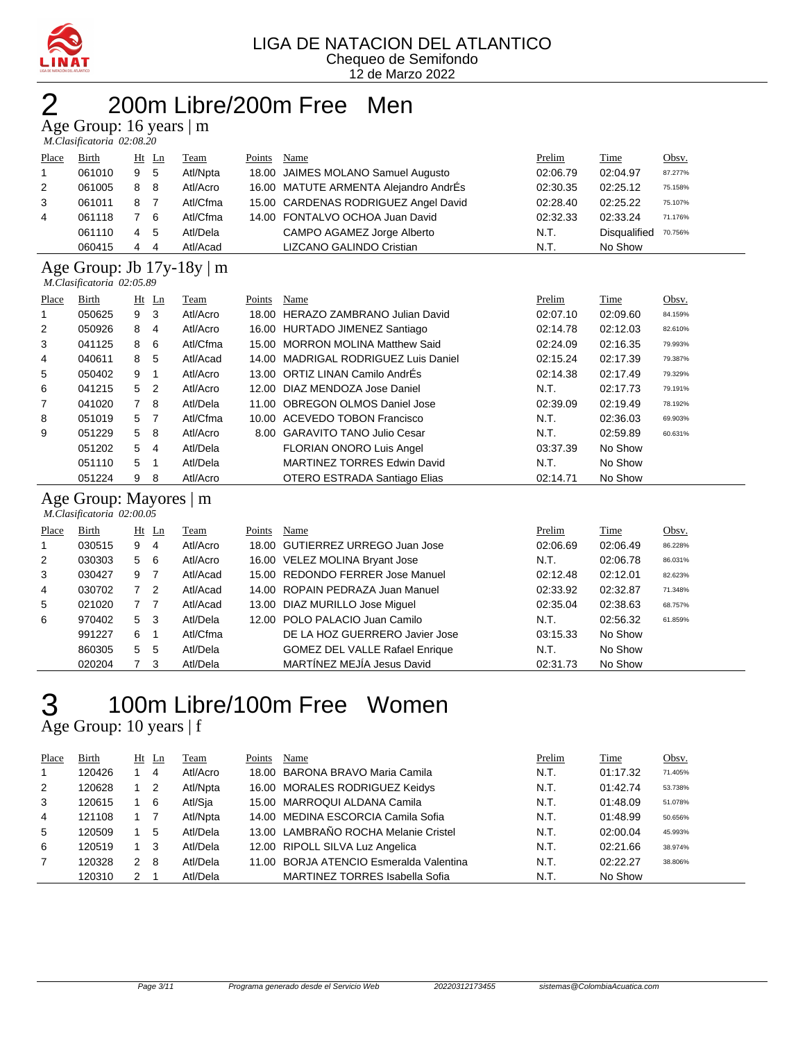LIGA DE NATACION DEL ATLANTICO
Chequeo de Semifondo
12 de Marzo 2022

# 2 200m Libre/200m Free Men

## Age Group: 16 years | m

*M.Clasificatoria 02:08.20*

| Place | Birth | Ht | Ln | Team | Points | Name | Prelim | Time | Obsv. |
|---|---|---|---|---|---|---|---|---|---|
| 1 | 061010 | 9 | 5 | Atl/Npta | 18.00 | JAIMES MOLANO Samuel Augusto | 02:06.79 | 02:04.97 | 87.277% |
| 2 | 061005 | 8 | 8 | Atl/Acro | 16.00 | MATUTE ARMENTA Alejandro AndrÉs | 02:30.35 | 02:25.12 | 75.158% |
| 3 | 061011 | 8 | 7 | Atl/Cfma | 15.00 | CARDENAS RODRIGUEZ Angel David | 02:28.40 | 02:25.22 | 75.107% |
| 4 | 061118 | 7 | 6 | Atl/Cfma | 14.00 | FONTALVO OCHOA Juan David | 02:32.33 | 02:33.24 | 71.176% |
| | 061110 | 4 | 5 | Atl/Dela | | CAMPO AGAMEZ Jorge Alberto | N.T. | Disqualified | 70.756% |
| | 060415 | 4 | 4 | Atl/Acad | | LIZCANO GALINDO Cristian | N.T. | No Show | |

## Age Group: Jb 17y-18y | m

*M.Clasificatoria 02:05.89*

| Place | Birth | Ht | Ln | Team | Points | Name | Prelim | Time | Obsv. |
|---|---|---|---|---|---|---|---|---|---|
| 1 | 050625 | 9 | 3 | Atl/Acro | 18.00 | HERAZO ZAMBRANO Julian David | 02:07.10 | 02:09.60 | 84.159% |
| 2 | 050926 | 8 | 4 | Atl/Acro | 16.00 | HURTADO JIMENEZ Santiago | 02:14.78 | 02:12.03 | 82.610% |
| 3 | 041125 | 8 | 6 | Atl/Cfma | 15.00 | MORRON MOLINA Matthew Said | 02:24.09 | 02:16.35 | 79.993% |
| 4 | 040611 | 8 | 5 | Atl/Acad | 14.00 | MADRIGAL RODRIGUEZ Luis Daniel | 02:15.24 | 02:17.39 | 79.387% |
| 5 | 050402 | 9 | 1 | Atl/Acro | 13.00 | ORTIZ LINAN Camilo AndrÉs | 02:14.38 | 02:17.49 | 79.329% |
| 6 | 041215 | 5 | 2 | Atl/Acro | 12.00 | DIAZ MENDOZA Jose Daniel | N.T. | 02:17.73 | 79.191% |
| 7 | 041020 | 7 | 8 | Atl/Dela | 11.00 | OBREGON OLMOS Daniel Jose | 02:39.09 | 02:19.49 | 78.192% |
| 8 | 051019 | 5 | 7 | Atl/Cfma | 10.00 | ACEVEDO TOBON Francisco | N.T. | 02:36.03 | 69.903% |
| 9 | 051229 | 5 | 8 | Atl/Acro | 8.00 | GARAVITO TANO Julio Cesar | N.T. | 02:59.89 | 60.631% |
| | 051202 | 5 | 4 | Atl/Dela | | FLORIAN ONORO Luis Angel | 03:37.39 | No Show | |
| | 051110 | 5 | 1 | Atl/Dela | | MARTINEZ TORRES Edwin David | N.T. | No Show | |
| | 051224 | 9 | 8 | Atl/Acro | | OTERO ESTRADA Santiago Elias | 02:14.71 | No Show | |

## Age Group: Mayores | m

*M.Clasificatoria 02:00.05*

| Place | Birth | Ht | Ln | Team | Points | Name | Prelim | Time | Obsv. |
|---|---|---|---|---|---|---|---|---|---|
| 1 | 030515 | 9 | 4 | Atl/Acro | 18.00 | GUTIERREZ URREGO Juan Jose | 02:06.69 | 02:06.49 | 86.228% |
| 2 | 030303 | 5 | 6 | Atl/Acro | 16.00 | VELEZ MOLINA Bryant Jose | N.T. | 02:06.78 | 86.031% |
| 3 | 030427 | 9 | 7 | Atl/Acad | 15.00 | REDONDO FERRER Jose Manuel | 02:12.48 | 02:12.01 | 82.623% |
| 4 | 030702 | 7 | 2 | Atl/Acad | 14.00 | ROPAIN PEDRAZA Juan Manuel | 02:33.92 | 02:32.87 | 71.348% |
| 5 | 021020 | 7 | 7 | Atl/Acad | 13.00 | DIAZ MURILLO Jose Miguel | 02:35.04 | 02:38.63 | 68.757% |
| 6 | 970402 | 5 | 3 | Atl/Dela | 12.00 | POLO PALACIO Juan Camilo | N.T. | 02:56.32 | 61.859% |
| | 991227 | 6 | 1 | Atl/Cfma | | DE LA HOZ GUERRERO Javier Jose | 03:15.33 | No Show | |
| | 860305 | 5 | 5 | Atl/Dela | | GOMEZ DEL VALLE Rafael Enrique | N.T. | No Show | |
| | 020204 | 7 | 3 | Atl/Dela | | MARTÍNEZ MEJÍA Jesus David | 02:31.73 | No Show | |

# 3 100m Libre/100m Free Women

## Age Group: 10 years | f

| Place | Birth | Ht | Ln | Team | Points | Name | Prelim | Time | Obsv. |
|---|---|---|---|---|---|---|---|---|---|
| 1 | 120426 | 1 | 4 | Atl/Acro | 18.00 | BARONA BRAVO Maria Camila | N.T. | 01:17.32 | 71.405% |
| 2 | 120628 | 1 | 2 | Atl/Npta | 16.00 | MORALES RODRIGUEZ Keidys | N.T. | 01:42.74 | 53.738% |
| 3 | 120615 | 1 | 6 | Atl/Sja | 15.00 | MARROQUI ALDANA Camila | N.T. | 01:48.09 | 51.078% |
| 4 | 121108 | 1 | 7 | Atl/Npta | 14.00 | MEDINA ESCORCIA Camila Sofia | N.T. | 01:48.99 | 50.656% |
| 5 | 120509 | 1 | 5 | Atl/Dela | 13.00 | LAMBRAÑO ROCHA Melanie Cristel | N.T. | 02:00.04 | 45.993% |
| 6 | 120519 | 1 | 3 | Atl/Dela | 12.00 | RIPOLL SILVA Luz Angelica | N.T. | 02:21.66 | 38.974% |
| 7 | 120328 | 2 | 8 | Atl/Dela | 11.00 | BORJA ATENCIO Esmeralda Valentina | N.T. | 02:22.27 | 38.806% |
| | 120310 | 2 | 1 | Atl/Dela | | MARTINEZ TORRES Isabella Sofia | N.T. | No Show | |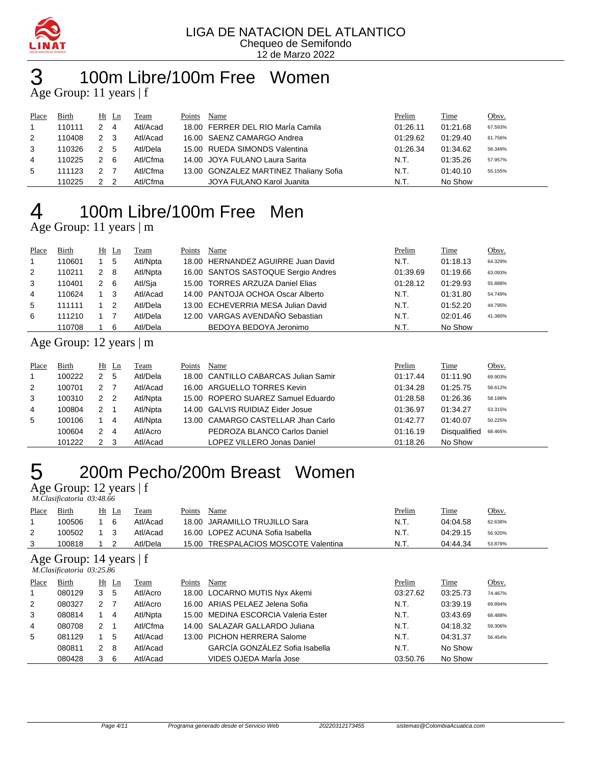LIGA DE NATACION DEL ATLANTICO
Chequeo de Semifondo
12 de Marzo 2022

# 3 100m Libre/100m Free Women

## Age Group: 11 years | f

| Place | Birth | Ht | Ln | Team | Points | Name | Prelim | Time | Obsv. |
|---|---|---|---|---|---|---|---|---|---|
| 1 | 110111 | 2 | 4 | Atl/Acad | 18.00 | FERRER DEL RIO MarÍa Camila | 01:26.11 | 01:21.68 | 67.593% |
| 2 | 110408 | 2 | 3 | Atl/Acad | 16.00 | SAENZ CAMARGO Andrea | 01:29.62 | 01:29.40 | 61.756% |
| 3 | 110326 | 2 | 5 | Atl/Dela | 15.00 | RUEDA SIMONDS Valentina | 01:26.34 | 01:34.62 | 58.349% |
| 4 | 110225 | 2 | 6 | Atl/Cfma | 14.00 | JOYA FULANO Laura Sarita | N.T. | 01:35.26 | 57.957% |
| 5 | 111123 | 2 | 7 | Atl/Cfma | 13.00 | GONZALEZ MARTINEZ Thaliany Sofia | N.T. | 01:40.10 | 55.155% |
| | 110225 | 2 | 2 | Atl/Cfma | | JOYA FULANO Karol Juanita | N.T. | No Show | |

# 4 100m Libre/100m Free Men

## Age Group: 11 years | m

| Place | Birth | Ht | Ln | Team | Points | Name | Prelim | Time | Obsv. |
|---|---|---|---|---|---|---|---|---|---|
| 1 | 110601 | 1 | 5 | Atl/Npta | 18.00 | HERNANDEZ AGUIRRE Juan David | N.T. | 01:18.13 | 64.329% |
| 2 | 110211 | 2 | 8 | Atl/Npta | 16.00 | SANTOS SASTOQUE Sergio Andres | 01:39.69 | 01:19.66 | 63.093% |
| 3 | 110401 | 2 | 6 | Atl/Sja | 15.00 | TORRES ARZUZA Daniel Elias | 01:28.12 | 01:29.93 | 55.888% |
| 4 | 110624 | 1 | 3 | Atl/Acad | 14.00 | PANTOJA OCHOA Oscar Alberto | N.T. | 01:31.80 | 54.749% |
| 5 | 111111 | 1 | 2 | Atl/Dela | 13.00 | ECHEVERRIA MESA Julian David | N.T. | 01:52.20 | 44.795% |
| 6 | 111210 | 1 | 7 | Atl/Dela | 12.00 | VARGAS AVENDAÑO Sebastian | N.T. | 02:01.46 | 41.380% |
| | 110708 | 1 | 6 | Atl/Dela | | BEDOYA BEDOYA Jeronimo | N.T. | No Show | |

## Age Group: 12 years | m

| Place | Birth | Ht | Ln | Team | Points | Name | Prelim | Time | Obsv. |
|---|---|---|---|---|---|---|---|---|---|
| 1 | 100222 | 2 | 5 | Atl/Dela | 18.00 | CANTILLO CABARCAS Julian Samir | 01:17.44 | 01:11.90 | 69.903% |
| 2 | 100701 | 2 | 7 | Atl/Acad | 16.00 | ARGUELLO TORRES Kevin | 01:34.28 | 01:25.75 | 58.612% |
| 3 | 100310 | 2 | 2 | Atl/Npta | 15.00 | ROPERO SUAREZ Samuel Eduardo | 01:28.58 | 01:26.36 | 58.198% |
| 4 | 100804 | 2 | 1 | Atl/Npta | 14.00 | GALVIS RUIDIAZ Eider Josue | 01:36.97 | 01:34.27 | 53.315% |
| 5 | 100106 | 1 | 4 | Atl/Npta | 13.00 | CAMARGO CASTELLAR Jhan Carlo | 01:42.77 | 01:40.07 | 50.225% |
| | 100604 | 2 | 4 | Atl/Acro | | PEDROZA BLANCO Carlos Daniel | 01:16.19 | Disqualified | 68.465% |
| | 101222 | 2 | 3 | Atl/Acad | | LOPEZ VILLERO Jonas Daniel | 01:18.26 | No Show | |

# 5 200m Pecho/200m Breast Women

## Age Group: 12 years | f

*M.Clasificatoria 03:48.66*

| Place | Birth | Ht | Ln | Team | Points | Name | Prelim | Time | Obsv. |
|---|---|---|---|---|---|---|---|---|---|
| 1 | 100506 | 1 | 6 | Atl/Acad | 18.00 | JARAMILLO TRUJILLO Sara | N.T. | 04:04.58 | 62.638% |
| 2 | 100502 | 1 | 3 | Atl/Acad | 16.00 | LOPEZ ACUNA Sofia Isabella | N.T. | 04:29.15 | 56.920% |
| 3 | 100818 | 1 | 2 | Atl/Dela | 15.00 | TRESPALACIOS MOSCOTE Valentina | N.T. | 04:44.34 | 53.879% |

## Age Group: 14 years | f

*M.Clasificatoria 03:25.86*

| Place | Birth | Ht | Ln | Team | Points | Name | Prelim | Time | Obsv. |
|---|---|---|---|---|---|---|---|---|---|
| 1 | 080129 | 3 | 5 | Atl/Acro | 18.00 | LOCARNO MUTIS Nyx Akemi | 03:27.62 | 03:25.73 | 74.467% |
| 2 | 080327 | 2 | 7 | Atl/Acro | 16.00 | ARIAS PELAEZ Jelena Sofia | N.T. | 03:39.19 | 69.894% |
| 3 | 080814 | 1 | 4 | Atl/Npta | 15.00 | MEDINA ESCORCIA Valeria Ester | N.T. | 03:43.69 | 68.488% |
| 4 | 080708 | 2 | 1 | Atl/Cfma | 14.00 | SALAZAR GALLARDO Juliana | N.T. | 04:18.32 | 59.306% |
| 5 | 081129 | 1 | 5 | Atl/Acad | 13.00 | PICHON HERRERA Salome | N.T. | 04:31.37 | 56.454% |
| | 080811 | 2 | 8 | Atl/Acad | | GARCÍA GONZÁLEZ Sofia Isabella | N.T. | No Show | |
| | 080428 | 3 | 6 | Atl/Acad | | VIDES OJEDA MarÍa Jose | 03:50.76 | No Show | |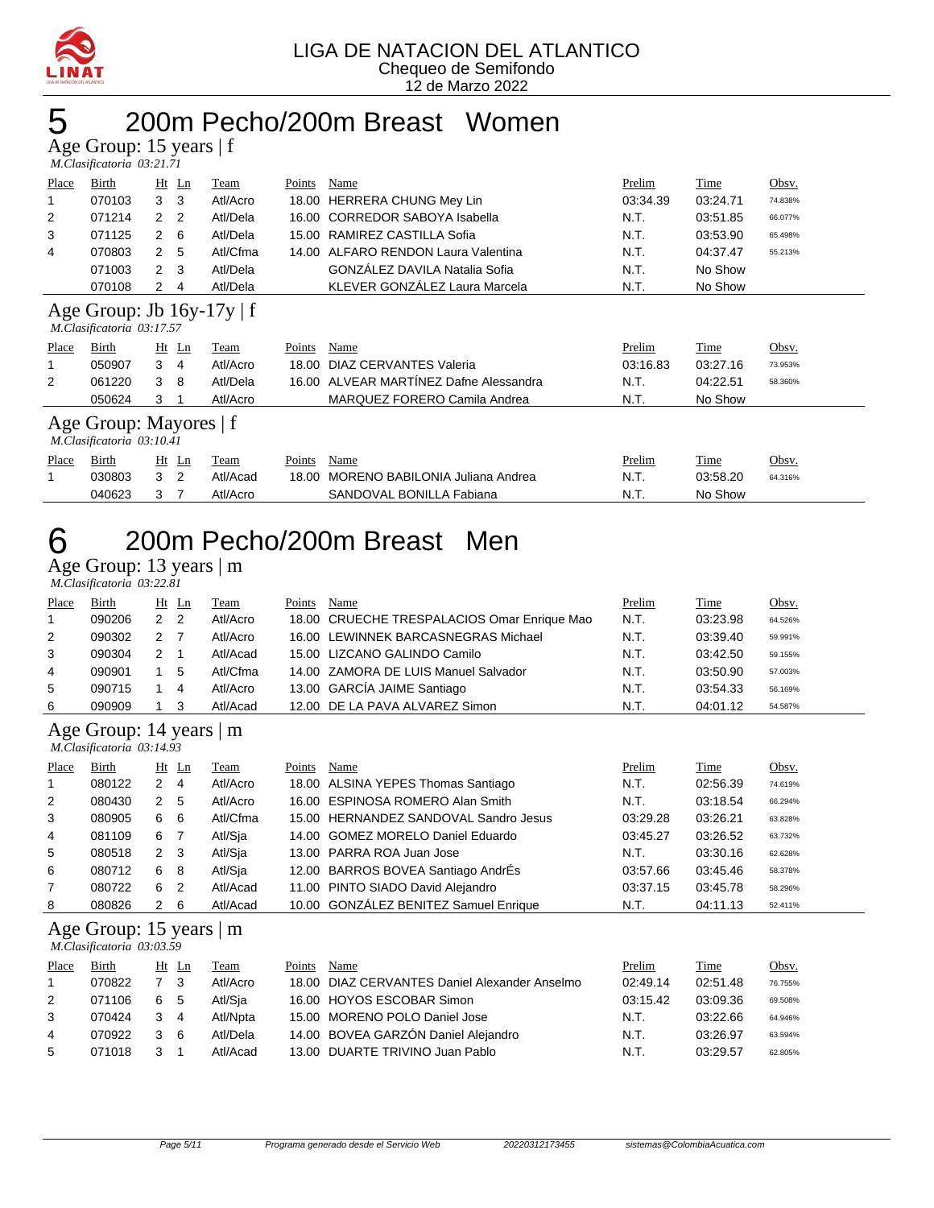LIGA DE NATACION DEL ATLANTICO
Chequeo de Semifondo
12 de Marzo 2022

# 5 200m Pecho/200m Breast Women

## Age Group: 15 years | f

*M.Clasificatoria 03:21.71*

| Place | Birth | Ht | Ln | Team | Points | Name | Prelim | Time | Obsv. |
|---|---|---|---|---|---|---|---|---|---|
| 1 | 070103 | 3 | 3 | Atl/Acro | 18.00 | HERRERA CHUNG Mey Lin | 03:34.39 | 03:24.71 | 74.838% |
| 2 | 071214 | 2 | 2 | Atl/Dela | 16.00 | CORREDOR SABOYA Isabella | N.T. | 03:51.85 | 66.077% |
| 3 | 071125 | 2 | 6 | Atl/Dela | 15.00 | RAMIREZ CASTILLA Sofia | N.T. | 03:53.90 | 65.498% |
| 4 | 070803 | 2 | 5 | Atl/Cfma | 14.00 | ALFARO RENDON Laura Valentina | N.T. | 04:37.47 | 55.213% |
| | 071003 | 2 | 3 | Atl/Dela | | GONZÁLEZ DAVILA Natalia Sofia | N.T. | No Show | |
| | 070108 | 2 | 4 | Atl/Dela | | KLEVER GONZÁLEZ Laura Marcela | N.T. | No Show | |

## Age Group: Jb 16y-17y | f

*M.Clasificatoria 03:17.57*

| Place | Birth | Ht | Ln | Team | Points | Name | Prelim | Time | Obsv. |
|---|---|---|---|---|---|---|---|---|---|
| 1 | 050907 | 3 | 4 | Atl/Acro | 18.00 | DIAZ CERVANTES Valeria | 03:16.83 | 03:27.16 | 73.953% |
| 2 | 061220 | 3 | 8 | Atl/Dela | 16.00 | ALVEAR MARTÍNEZ Dafne Alessandra | N.T. | 04:22.51 | 58.360% |
| | 050624 | 3 | 1 | Atl/Acro | | MARQUEZ FORERO Camila Andrea | N.T. | No Show | |

## Age Group: Mayores | f

*M.Clasificatoria 03:10.41*

| Place | Birth | Ht | Ln | Team | Points | Name | Prelim | Time | Obsv. |
|---|---|---|---|---|---|---|---|---|---|
| 1 | 030803 | 3 | 2 | Atl/Acad | 18.00 | MORENO BABILONIA Juliana Andrea | N.T. | 03:58.20 | 64.316% |
| | 040623 | 3 | 7 | Atl/Acro | | SANDOVAL BONILLA Fabiana | N.T. | No Show | |

# 6 200m Pecho/200m Breast Men

## Age Group: 13 years | m

*M.Clasificatoria 03:22.81*

| Place | Birth | Ht | Ln | Team | Points | Name | Prelim | Time | Obsv. |
|---|---|---|---|---|---|---|---|---|---|
| 1 | 090206 | 2 | 2 | Atl/Acro | 18.00 | CRUECHE TRESPALACIOS Omar Enrique Mao | N.T. | 03:23.98 | 64.526% |
| 2 | 090302 | 2 | 7 | Atl/Acro | 16.00 | LEWINNEK BARCASNEGRAS Michael | N.T. | 03:39.40 | 59.991% |
| 3 | 090304 | 2 | 1 | Atl/Acad | 15.00 | LIZCANO GALINDO Camilo | N.T. | 03:42.50 | 59.155% |
| 4 | 090901 | 1 | 5 | Atl/Cfma | 14.00 | ZAMORA DE LUIS Manuel Salvador | N.T. | 03:50.90 | 57.003% |
| 5 | 090715 | 1 | 4 | Atl/Acro | 13.00 | GARCÍA JAIME Santiago | N.T. | 03:54.33 | 56.169% |
| 6 | 090909 | 1 | 3 | Atl/Acad | 12.00 | DE LA PAVA ALVAREZ Simon | N.T. | 04:01.12 | 54.587% |

## Age Group: 14 years | m

*M.Clasificatoria 03:14.93*

| Place | Birth | Ht | Ln | Team | Points | Name | Prelim | Time | Obsv. |
|---|---|---|---|---|---|---|---|---|---|
| 1 | 080122 | 2 | 4 | Atl/Acro | 18.00 | ALSINA YEPES Thomas Santiago | N.T. | 02:56.39 | 74.619% |
| 2 | 080430 | 2 | 5 | Atl/Acro | 16.00 | ESPINOSA ROMERO Alan Smith | N.T. | 03:18.54 | 66.294% |
| 3 | 080905 | 6 | 6 | Atl/Cfma | 15.00 | HERNANDEZ SANDOVAL Sandro Jesus | 03:29.28 | 03:26.21 | 63.828% |
| 4 | 081109 | 6 | 7 | Atl/Sja | 14.00 | GOMEZ MORELO Daniel Eduardo | 03:45.27 | 03:26.52 | 63.732% |
| 5 | 080518 | 2 | 3 | Atl/Sja | 13.00 | PARRA ROA Juan Jose | N.T. | 03:30.16 | 62.628% |
| 6 | 080712 | 6 | 8 | Atl/Sja | 12.00 | BARROS BOVEA Santiago AndrÉs | 03:57.66 | 03:45.46 | 58.378% |
| 7 | 080722 | 6 | 2 | Atl/Acad | 11.00 | PINTO SIADO David Alejandro | 03:37.15 | 03:45.78 | 58.296% |
| 8 | 080826 | 2 | 6 | Atl/Acad | 10.00 | GONZÁLEZ BENITEZ Samuel Enrique | N.T. | 04:11.13 | 52.411% |

## Age Group: 15 years | m

*M.Clasificatoria 03:03.59*

| Place | Birth | Ht | Ln | Team | Points | Name | Prelim | Time | Obsv. |
|---|---|---|---|---|---|---|---|---|---|
| 1 | 070822 | 7 | 3 | Atl/Acro | 18.00 | DIAZ CERVANTES Daniel Alexander Anselmo | 02:49.14 | 02:51.48 | 76.755% |
| 2 | 071106 | 6 | 5 | Atl/Sja | 16.00 | HOYOS ESCOBAR Simon | 03:15.42 | 03:09.36 | 69.508% |
| 3 | 070424 | 3 | 4 | Atl/Npta | 15.00 | MORENO POLO Daniel Jose | N.T. | 03:22.66 | 64.946% |
| 4 | 070922 | 3 | 6 | Atl/Dela | 14.00 | BOVEA GARZÓN Daniel Alejandro | N.T. | 03:26.97 | 63.594% |
| 5 | 071018 | 3 | 1 | Atl/Acad | 13.00 | DUARTE TRIVINO Juan Pablo | N.T. | 03:29.57 | 62.805% |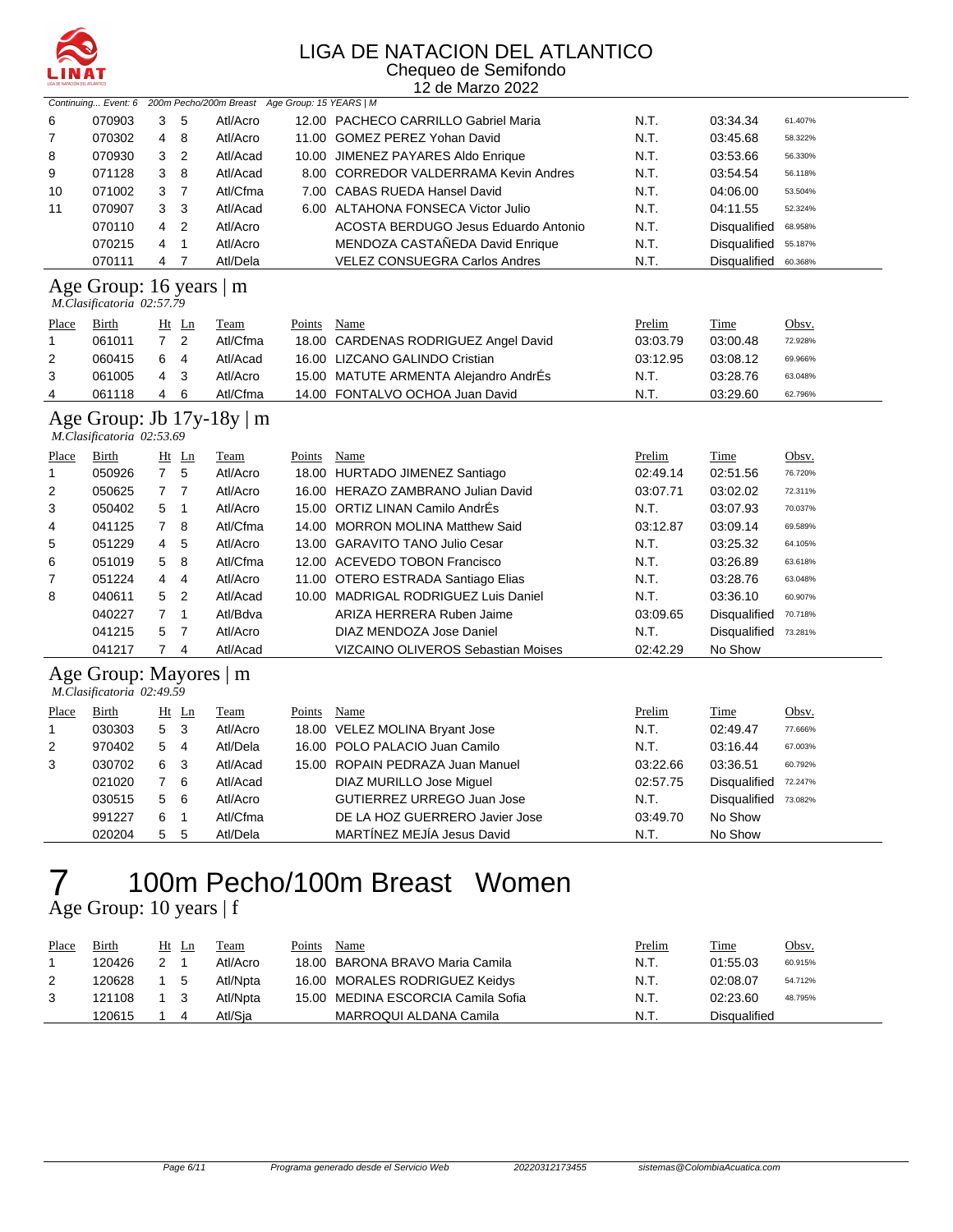# LIGA DE NATACION DEL ATLANTICO

Chequeo de Semifondo

12 de Marzo 2022

*Continuing... Event: 6 200m Pecho/200m Breast Age Group: 15 YEARS | M*

| Place | Birth | Ht | Ln | Team | Points | Name | Prelim | Time | Obsv. |
|---|---|---|---|---|---|---|---|---|---|
| 6 | 070903 | 3 | 5 | Atl/Acro | 12.00 | PACHECO CARRILLO Gabriel Maria | N.T. | 03:34.34 | 61.407% |
| 7 | 070302 | 4 | 8 | Atl/Acro | 11.00 | GOMEZ PEREZ Yohan David | N.T. | 03:45.68 | 58.322% |
| 8 | 070930 | 3 | 2 | Atl/Acad | 10.00 | JIMENEZ PAYARES Aldo Enrique | N.T. | 03:53.66 | 56.330% |
| 9 | 071128 | 3 | 8 | Atl/Acad | 8.00 | CORREDOR VALDERRAMA Kevin Andres | N.T. | 03:54.54 | 56.118% |
| 10 | 071002 | 3 | 7 | Atl/Cfma | 7.00 | CABAS RUEDA Hansel David | N.T. | 04:06.00 | 53.504% |
| 11 | 070907 | 3 | 3 | Atl/Acad | 6.00 | ALTAHONA FONSECA Victor Julio | N.T. | 04:11.55 | 52.324% |
| | 070110 | 4 | 2 | Atl/Acro | | ACOSTA BERDUGO Jesus Eduardo Antonio | N.T. | Disqualified | 68.958% |
| | 070215 | 4 | 1 | Atl/Acro | | MENDOZA CASTAÑEDA David Enrique | N.T. | Disqualified | 55.187% |
| | 070111 | 4 | 7 | Atl/Dela | | VELEZ CONSUEGRA Carlos Andres | N.T. | Disqualified | 60.368% |

## Age Group: 16 years | m

*M.Clasificatoria 02:57.79*

| Place | Birth | Ht | Ln | Team | Points | Name | Prelim | Time | Obsv. |
|---|---|---|---|---|---|---|---|---|---|
| 1 | 061011 | 7 | 2 | Atl/Cfma | 18.00 | CARDENAS RODRIGUEZ Angel David | 03:03.79 | 03:00.48 | 72.928% |
| 2 | 060415 | 6 | 4 | Atl/Acad | 16.00 | LIZCANO GALINDO Cristian | 03:12.95 | 03:08.12 | 69.966% |
| 3 | 061005 | 4 | 3 | Atl/Acro | 15.00 | MATUTE ARMENTA Alejandro AndrÉs | N.T. | 03:28.76 | 63.048% |
| 4 | 061118 | 4 | 6 | Atl/Cfma | 14.00 | FONTALVO OCHOA Juan David | N.T. | 03:29.60 | 62.796% |

## Age Group: Jb 17y-18y | m

*M.Clasificatoria 02:53.69*

| Place | Birth | Ht | Ln | Team | Points | Name | Prelim | Time | Obsv. |
|---|---|---|---|---|---|---|---|---|---|
| 1 | 050926 | 7 | 5 | Atl/Acro | 18.00 | HURTADO JIMENEZ Santiago | 02:49.14 | 02:51.56 | 76.720% |
| 2 | 050625 | 7 | 7 | Atl/Acro | 16.00 | HERAZO ZAMBRANO Julian David | 03:07.71 | 03:02.02 | 72.311% |
| 3 | 050402 | 5 | 1 | Atl/Acro | 15.00 | ORTIZ LINAN Camilo AndrÉs | N.T. | 03:07.93 | 70.037% |
| 4 | 041125 | 7 | 8 | Atl/Cfma | 14.00 | MORRON MOLINA Matthew Said | 03:12.87 | 03:09.14 | 69.589% |
| 5 | 051229 | 4 | 5 | Atl/Acro | 13.00 | GARAVITO TANO Julio Cesar | N.T. | 03:25.32 | 64.105% |
| 6 | 051019 | 5 | 8 | Atl/Cfma | 12.00 | ACEVEDO TOBON Francisco | N.T. | 03:26.89 | 63.618% |
| 7 | 051224 | 4 | 4 | Atl/Acro | 11.00 | OTERO ESTRADA Santiago Elias | N.T. | 03:28.76 | 63.048% |
| 8 | 040611 | 5 | 2 | Atl/Acad | 10.00 | MADRIGAL RODRIGUEZ Luis Daniel | N.T. | 03:36.10 | 60.907% |
| | 040227 | 7 | 1 | Atl/Bdva | | ARIZA HERRERA Ruben Jaime | 03:09.65 | Disqualified | 70.718% |
| | 041215 | 5 | 7 | Atl/Acro | | DIAZ MENDOZA Jose Daniel | N.T. | Disqualified | 73.281% |
| | 041217 | 7 | 4 | Atl/Acad | | VIZCAINO OLIVEROS Sebastian Moises | 02:42.29 | No Show | |

## Age Group: Mayores | m

*M.Clasificatoria 02:49.59*

| Place | Birth | Ht | Ln | Team | Points | Name | Prelim | Time | Obsv. |
|---|---|---|---|---|---|---|---|---|---|
| 1 | 030303 | 5 | 3 | Atl/Acro | 18.00 | VELEZ MOLINA Bryant Jose | N.T. | 02:49.47 | 77.666% |
| 2 | 970402 | 5 | 4 | Atl/Dela | 16.00 | POLO PALACIO Juan Camilo | N.T. | 03:16.44 | 67.003% |
| 3 | 030702 | 6 | 3 | Atl/Acad | 15.00 | ROPAIN PEDRAZA Juan Manuel | 03:22.66 | 03:36.51 | 60.792% |
| | 021020 | 7 | 6 | Atl/Acad | | DIAZ MURILLO Jose Miguel | 02:57.75 | Disqualified | 72.247% |
| | 030515 | 5 | 6 | Atl/Acro | | GUTIERREZ URREGO Juan Jose | N.T. | Disqualified | 73.082% |
| | 991227 | 6 | 1 | Atl/Cfma | | DE LA HOZ GUERRERO Javier Jose | 03:49.70 | No Show | |
| | 020204 | 5 | 5 | Atl/Dela | | MARTÍNEZ MEJÍA Jesus David | N.T. | No Show | |

# 7 100m Pecho/100m Breast Women

## Age Group: 10 years | f

| Place | Birth | Ht | Ln | Team | Points | Name | Prelim | Time | Obsv. |
|---|---|---|---|---|---|---|---|---|---|
| 1 | 120426 | 2 | 1 | Atl/Acro | 18.00 | BARONA BRAVO Maria Camila | N.T. | 01:55.03 | 60.915% |
| 2 | 120628 | 1 | 5 | Atl/Npta | 16.00 | MORALES RODRIGUEZ Keidys | N.T. | 02:08.07 | 54.712% |
| 3 | 121108 | 1 | 3 | Atl/Npta | 15.00 | MEDINA ESCORCIA Camila Sofia | N.T. | 02:23.60 | 48.795% |
| | 120615 | 1 | 4 | Atl/Sja | | MARROQUI ALDANA Camila | N.T. | Disqualified | |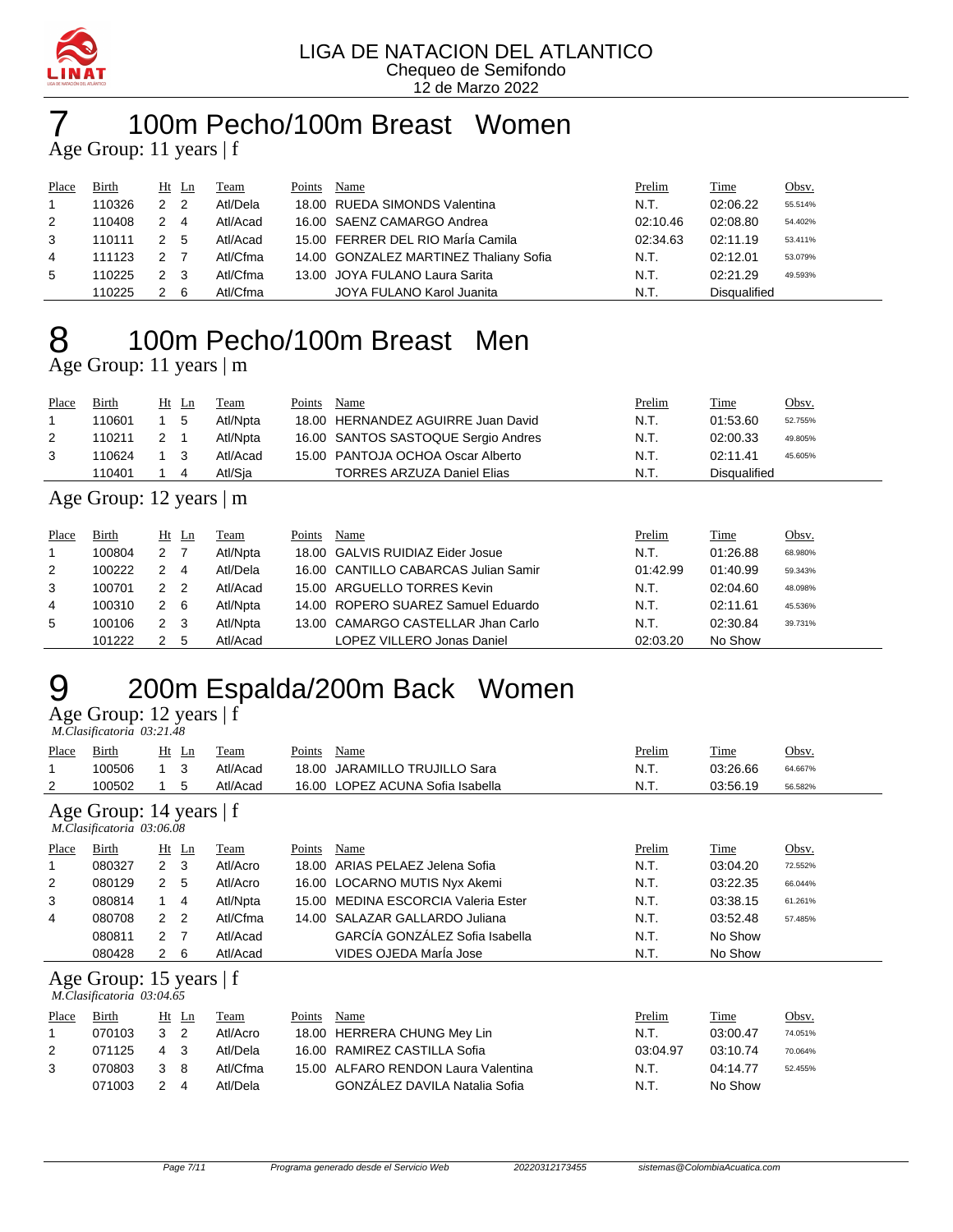LIGA DE NATACION DEL ATLANTICO
Chequeo de Semifondo
12 de Marzo 2022

# 7 100m Pecho/100m Breast Women

## Age Group: 11 years | f

| Place | Birth | Ht | Ln | Team | Points | Name | Prelim | Time | Obsv. |
|---|---|---|---|---|---|---|---|---|---|
| 1 | 110326 | 2 | 2 | Atl/Dela | 18.00 | RUEDA SIMONDS Valentina | N.T. | 02:06.22 | 55.514% |
| 2 | 110408 | 2 | 4 | Atl/Acad | 16.00 | SAENZ CAMARGO Andrea | 02:10.46 | 02:08.80 | 54.402% |
| 3 | 110111 | 2 | 5 | Atl/Acad | 15.00 | FERRER DEL RIO MarÍa Camila | 02:34.63 | 02:11.19 | 53.411% |
| 4 | 111123 | 2 | 7 | Atl/Cfma | 14.00 | GONZALEZ MARTINEZ Thaliany Sofia | N.T. | 02:12.01 | 53.079% |
| 5 | 110225 | 2 | 3 | Atl/Cfma | 13.00 | JOYA FULANO Laura Sarita | N.T. | 02:21.29 | 49.593% |
|  | 110225 | 2 | 6 | Atl/Cfma |  | JOYA FULANO Karol Juanita | N.T. | Disqualified |  |

# 8 100m Pecho/100m Breast Men

## Age Group: 11 years | m

| Place | Birth | Ht | Ln | Team | Points | Name | Prelim | Time | Obsv. |
|---|---|---|---|---|---|---|---|---|---|
| 1 | 110601 | 1 | 5 | Atl/Npta | 18.00 | HERNANDEZ AGUIRRE Juan David | N.T. | 01:53.60 | 52.755% |
| 2 | 110211 | 2 | 1 | Atl/Npta | 16.00 | SANTOS SASTOQUE Sergio Andres | N.T. | 02:00.33 | 49.805% |
| 3 | 110624 | 1 | 3 | Atl/Acad | 15.00 | PANTOJA OCHOA Oscar Alberto | N.T. | 02:11.41 | 45.605% |
|  | 110401 | 1 | 4 | Atl/Sja |  | TORRES ARZUZA Daniel Elias | N.T. | Disqualified |  |

## Age Group: 12 years | m

| Place | Birth | Ht | Ln | Team | Points | Name | Prelim | Time | Obsv. |
|---|---|---|---|---|---|---|---|---|---|
| 1 | 100804 | 2 | 7 | Atl/Npta | 18.00 | GALVIS RUIDIAZ Eider Josue | N.T. | 01:26.88 | 68.980% |
| 2 | 100222 | 2 | 4 | Atl/Dela | 16.00 | CANTILLO CABARCAS Julian Samir | 01:42.99 | 01:40.99 | 59.343% |
| 3 | 100701 | 2 | 2 | Atl/Acad | 15.00 | ARGUELLO TORRES Kevin | N.T. | 02:04.60 | 48.098% |
| 4 | 100310 | 2 | 6 | Atl/Npta | 14.00 | ROPERO SUAREZ Samuel Eduardo | N.T. | 02:11.61 | 45.536% |
| 5 | 100106 | 2 | 3 | Atl/Npta | 13.00 | CAMARGO CASTELLAR Jhan Carlo | N.T. | 02:30.84 | 39.731% |
|  | 101222 | 2 | 5 | Atl/Acad |  | LOPEZ VILLERO Jonas Daniel | 02:03.20 | No Show |  |

# 9 200m Espalda/200m Back Women

## Age Group: 12 years | f

*M.Clasificatoria 03:21.48*

| Place | Birth | Ht | Ln | Team | Points | Name | Prelim | Time | Obsv. |
|---|---|---|---|---|---|---|---|---|---|
| 1 | 100506 | 1 | 3 | Atl/Acad | 18.00 | JARAMILLO TRUJILLO Sara | N.T. | 03:26.66 | 64.667% |
| 2 | 100502 | 1 | 5 | Atl/Acad | 16.00 | LOPEZ ACUNA Sofia Isabella | N.T. | 03:56.19 | 56.582% |

## Age Group: 14 years | f

*M.Clasificatoria 03:06.08*

| Place | Birth | Ht | Ln | Team | Points | Name | Prelim | Time | Obsv. |
|---|---|---|---|---|---|---|---|---|---|
| 1 | 080327 | 2 | 3 | Atl/Acro | 18.00 | ARIAS PELAEZ Jelena Sofia | N.T. | 03:04.20 | 72.552% |
| 2 | 080129 | 2 | 5 | Atl/Acro | 16.00 | LOCARNO MUTIS Nyx Akemi | N.T. | 03:22.35 | 66.044% |
| 3 | 080814 | 1 | 4 | Atl/Npta | 15.00 | MEDINA ESCORCIA Valeria Ester | N.T. | 03:38.15 | 61.261% |
| 4 | 080708 | 2 | 2 | Atl/Cfma | 14.00 | SALAZAR GALLARDO Juliana | N.T. | 03:52.48 | 57.485% |
|  | 080811 | 2 | 7 | Atl/Acad |  | GARCÍA GONZÁLEZ Sofia Isabella | N.T. | No Show |  |
|  | 080428 | 2 | 6 | Atl/Acad |  | VIDES OJEDA MarÍa Jose | N.T. | No Show |  |

## Age Group: 15 years | f

*M.Clasificatoria 03:04.65*

| Place | Birth | Ht | Ln | Team | Points | Name | Prelim | Time | Obsv. |
|---|---|---|---|---|---|---|---|---|---|
| 1 | 070103 | 3 | 2 | Atl/Acro | 18.00 | HERRERA CHUNG Mey Lin | N.T. | 03:00.47 | 74.051% |
| 2 | 071125 | 4 | 3 | Atl/Dela | 16.00 | RAMIREZ CASTILLA Sofia | 03:04.97 | 03:10.74 | 70.064% |
| 3 | 070803 | 3 | 8 | Atl/Cfma | 15.00 | ALFARO RENDON Laura Valentina | N.T. | 04:14.77 | 52.455% |
|  | 071003 | 2 | 4 | Atl/Dela |  | GONZÁLEZ DAVILA Natalia Sofia | N.T. | No Show |  |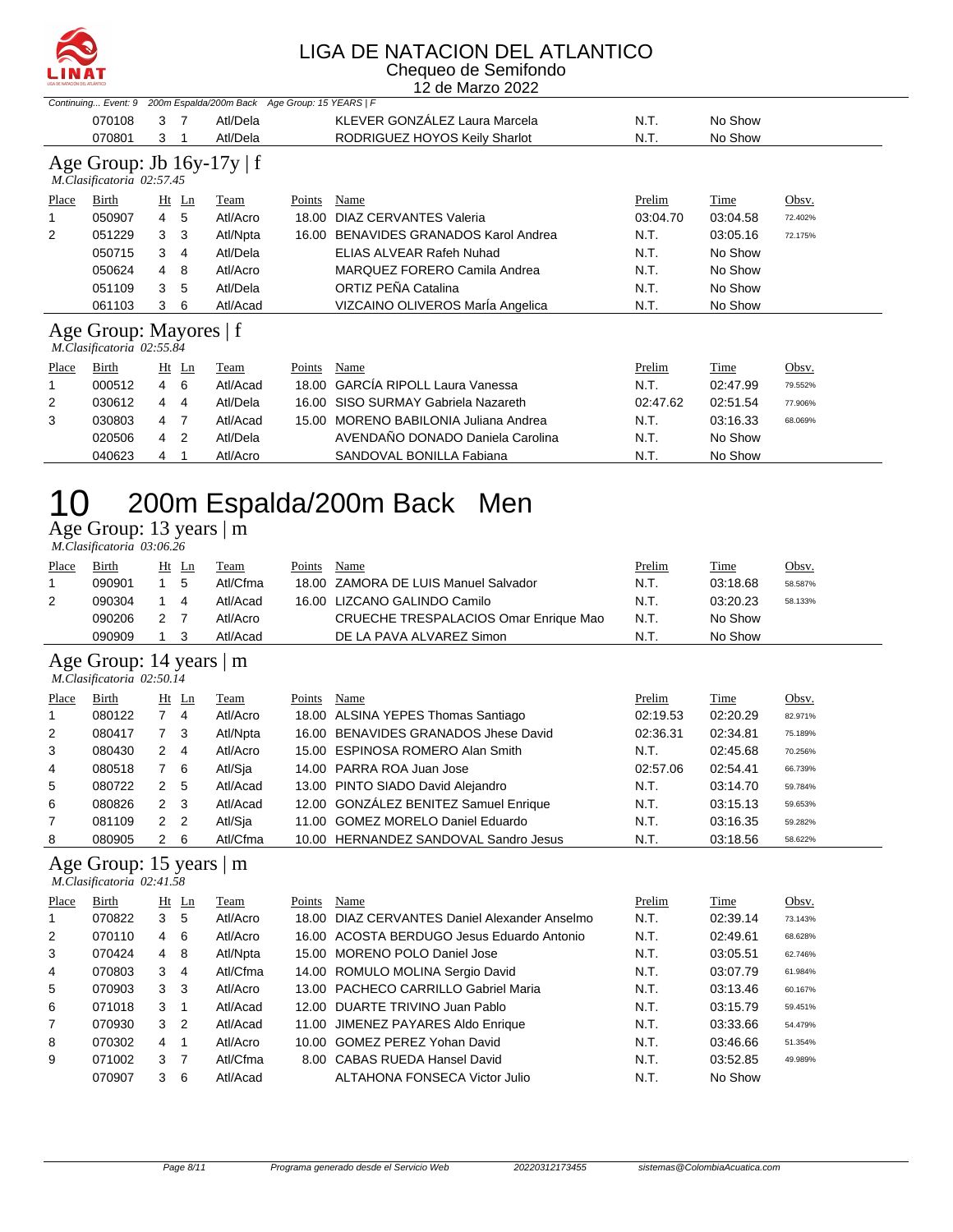# LIGA DE NATACION DEL ATLANTICO

Chequeo de Semifondo

12 de Marzo 2022

Continuing... Event: 9 200m Espalda/200m Back Age Group: 15 YEARS | F

| Place | Birth | Ht | Ln | Team | Points | Name | Prelim | Time | Obsv. |
|---|---|---|---|---|---|---|---|---|---|
| | 070108 | 3 | 7 | Atl/Dela | | KLEVER GONZÁLEZ Laura Marcela | N.T. | No Show | |
| | 070801 | 3 | 1 | Atl/Dela | | RODRIGUEZ HOYOS Keily Sharlot | N.T. | No Show | |

## Age Group: Jb 16y-17y | f

*M.Clasificatoria 02:57.45*

| Place | Birth | Ht | Ln | Team | Points | Name | Prelim | Time | Obsv. |
|---|---|---|---|---|---|---|---|---|---|
| 1 | 050907 | 4 | 5 | Atl/Acro | 18.00 | DIAZ CERVANTES Valeria | 03:04.70 | 03:04.58 | 72.402% |
| 2 | 051229 | 3 | 3 | Atl/Npta | 16.00 | BENAVIDES GRANADOS Karol Andrea | N.T. | 03:05.16 | 72.175% |
| | 050715 | 3 | 4 | Atl/Dela | | ELIAS ALVEAR Rafeh Nuhad | N.T. | No Show | |
| | 050624 | 4 | 8 | Atl/Acro | | MARQUEZ FORERO Camila Andrea | N.T. | No Show | |
| | 051109 | 3 | 5 | Atl/Dela | | ORTIZ PEÑA Catalina | N.T. | No Show | |
| | 061103 | 3 | 6 | Atl/Acad | | VIZCAINO OLIVEROS MarÍa Angelica | N.T. | No Show | |

## Age Group: Mayores | f

*M.Clasificatoria 02:55.84*

| Place | Birth | Ht | Ln | Team | Points | Name | Prelim | Time | Obsv. |
|---|---|---|---|---|---|---|---|---|---|
| 1 | 000512 | 4 | 6 | Atl/Acad | 18.00 | GARCÍA RIPOLL Laura Vanessa | N.T. | 02:47.99 | 79.552% |
| 2 | 030612 | 4 | 4 | Atl/Dela | 16.00 | SISO SURMAY Gabriela Nazareth | 02:47.62 | 02:51.54 | 77.906% |
| 3 | 030803 | 4 | 7 | Atl/Acad | 15.00 | MORENO BABILONIA Juliana Andrea | N.T. | 03:16.33 | 68.069% |
| | 020506 | 4 | 2 | Atl/Dela | | AVENDAÑO DONADO Daniela Carolina | N.T. | No Show | |
| | 040623 | 4 | 1 | Atl/Acro | | SANDOVAL BONILLA Fabiana | N.T. | No Show | |

# 10 200m Espalda/200m Back Men

## Age Group: 13 years | m

*M.Clasificatoria 03:06.26*

| Place | Birth | Ht | Ln | Team | Points | Name | Prelim | Time | Obsv. |
|---|---|---|---|---|---|---|---|---|---|
| 1 | 090901 | 1 | 5 | Atl/Cfma | 18.00 | ZAMORA DE LUIS Manuel Salvador | N.T. | 03:18.68 | 58.587% |
| 2 | 090304 | 1 | 4 | Atl/Acad | 16.00 | LIZCANO GALINDO Camilo | N.T. | 03:20.23 | 58.133% |
| | 090206 | 2 | 7 | Atl/Acro | | CRUECHE TRESPALACIOS Omar Enrique Mao | N.T. | No Show | |
| | 090909 | 1 | 3 | Atl/Acad | | DE LA PAVA ALVAREZ Simon | N.T. | No Show | |

## Age Group: 14 years | m

*M.Clasificatoria 02:50.14*

| Place | Birth | Ht | Ln | Team | Points | Name | Prelim | Time | Obsv. |
|---|---|---|---|---|---|---|---|---|---|
| 1 | 080122 | 7 | 4 | Atl/Acro | 18.00 | ALSINA YEPES Thomas Santiago | 02:19.53 | 02:20.29 | 82.971% |
| 2 | 080417 | 7 | 3 | Atl/Npta | 16.00 | BENAVIDES GRANADOS Jhese David | 02:36.31 | 02:34.81 | 75.189% |
| 3 | 080430 | 2 | 4 | Atl/Acro | 15.00 | ESPINOSA ROMERO Alan Smith | N.T. | 02:45.68 | 70.256% |
| 4 | 080518 | 7 | 6 | Atl/Sja | 14.00 | PARRA ROA Juan Jose | 02:57.06 | 02:54.41 | 66.739% |
| 5 | 080722 | 2 | 5 | Atl/Acad | 13.00 | PINTO SIADO David Alejandro | N.T. | 03:14.70 | 59.784% |
| 6 | 080826 | 2 | 3 | Atl/Acad | 12.00 | GONZÁLEZ BENITEZ Samuel Enrique | N.T. | 03:15.13 | 59.653% |
| 7 | 081109 | 2 | 2 | Atl/Sja | 11.00 | GOMEZ MORELO Daniel Eduardo | N.T. | 03:16.35 | 59.282% |
| 8 | 080905 | 2 | 6 | Atl/Cfma | 10.00 | HERNANDEZ SANDOVAL Sandro Jesus | N.T. | 03:18.56 | 58.622% |

## Age Group: 15 years | m

*M.Clasificatoria 02:41.58*

| Place | Birth | Ht | Ln | Team | Points | Name | Prelim | Time | Obsv. |
|---|---|---|---|---|---|---|---|---|---|
| 1 | 070822 | 3 | 5 | Atl/Acro | 18.00 | DIAZ CERVANTES Daniel Alexander Anselmo | N.T. | 02:39.14 | 73.143% |
| 2 | 070110 | 4 | 6 | Atl/Acro | 16.00 | ACOSTA BERDUGO Jesus Eduardo Antonio | N.T. | 02:49.61 | 68.628% |
| 3 | 070424 | 4 | 8 | Atl/Npta | 15.00 | MORENO POLO Daniel Jose | N.T. | 03:05.51 | 62.746% |
| 4 | 070803 | 3 | 4 | Atl/Cfma | 14.00 | ROMULO MOLINA Sergio David | N.T. | 03:07.79 | 61.984% |
| 5 | 070903 | 3 | 3 | Atl/Acro | 13.00 | PACHECO CARRILLO Gabriel Maria | N.T. | 03:13.46 | 60.167% |
| 6 | 071018 | 3 | 1 | Atl/Acad | 12.00 | DUARTE TRIVINO Juan Pablo | N.T. | 03:15.79 | 59.451% |
| 7 | 070930 | 3 | 2 | Atl/Acad | 11.00 | JIMENEZ PAYARES Aldo Enrique | N.T. | 03:33.66 | 54.479% |
| 8 | 070302 | 4 | 1 | Atl/Acro | 10.00 | GOMEZ PEREZ Yohan David | N.T. | 03:46.66 | 51.354% |
| 9 | 071002 | 3 | 7 | Atl/Cfma | 8.00 | CABAS RUEDA Hansel David | N.T. | 03:52.85 | 49.989% |
| | 070907 | 3 | 6 | Atl/Acad | | ALTAHONA FONSECA Victor Julio | N.T. | No Show | |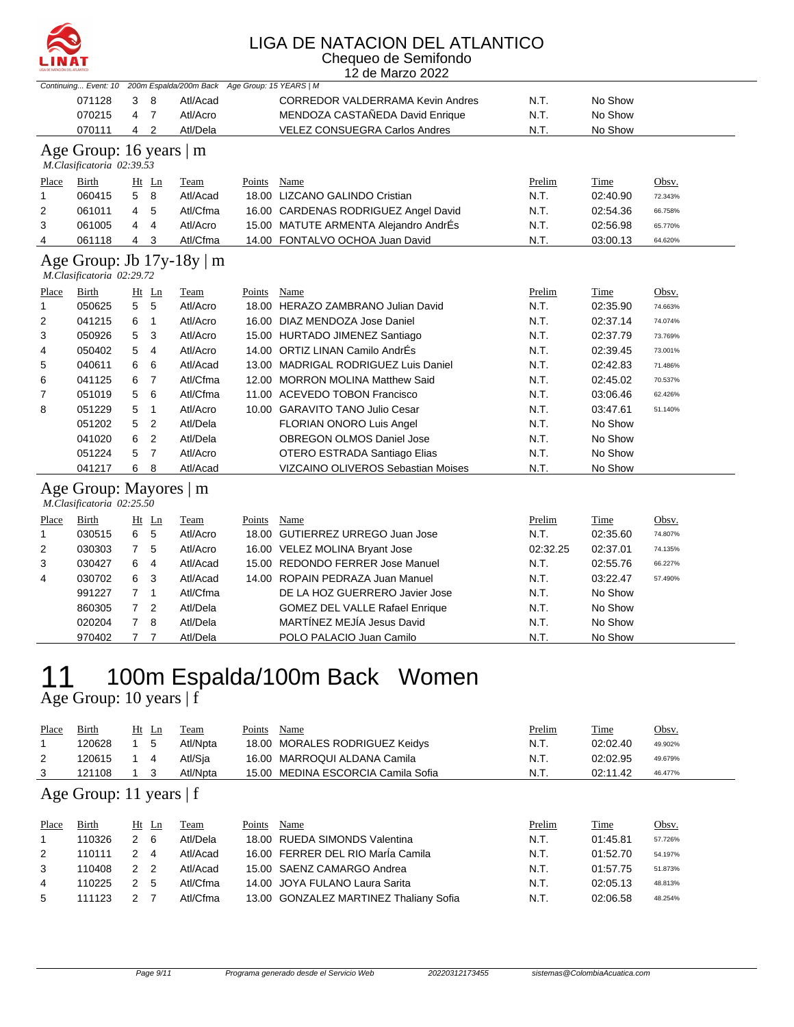Continuing... Event: 10 200m Espalda/200m Back Age Group: 15 YEARS | M

| Place | Birth | Ht | Ln | Team | Points | Name | Prelim | Time | Obsv. |
|---|---|---|---|---|---|---|---|---|---|
| | 071128 | 3 | 8 | Atl/Acad | | CORREDOR VALDERRAMA Kevin Andres | N.T. | No Show | |
| | 070215 | 4 | 7 | Atl/Acro | | MENDOZA CASTAÑEDA David Enrique | N.T. | No Show | |
| | 070111 | 4 | 2 | Atl/Dela | | VELEZ CONSUEGRA Carlos Andres | N.T. | No Show | |

## Age Group: 16 years | m

*M.Clasificatoria 02:39.53*

| Place | Birth | Ht | Ln | Team | Points | Name | Prelim | Time | Obsv. |
|---|---|---|---|---|---|---|---|---|---|
| 1 | 060415 | 5 | 8 | Atl/Acad | 18.00 | LIZCANO GALINDO Cristian | N.T. | 02:40.90 | 72.343% |
| 2 | 061011 | 4 | 5 | Atl/Cfma | 16.00 | CARDENAS RODRIGUEZ Angel David | N.T. | 02:54.36 | 66.758% |
| 3 | 061005 | 4 | 4 | Atl/Acro | 15.00 | MATUTE ARMENTA Alejandro AndrÉs | N.T. | 02:56.98 | 65.770% |
| 4 | 061118 | 4 | 3 | Atl/Cfma | 14.00 | FONTALVO OCHOA Juan David | N.T. | 03:00.13 | 64.620% |

## Age Group: Jb 17y-18y | m

*M.Clasificatoria 02:29.72*

| Place | Birth | Ht | Ln | Team | Points | Name | Prelim | Time | Obsv. |
|---|---|---|---|---|---|---|---|---|---|
| 1 | 050625 | 5 | 5 | Atl/Acro | 18.00 | HERAZO ZAMBRANO Julian David | N.T. | 02:35.90 | 74.663% |
| 2 | 041215 | 6 | 1 | Atl/Acro | 16.00 | DIAZ MENDOZA Jose Daniel | N.T. | 02:37.14 | 74.074% |
| 3 | 050926 | 5 | 3 | Atl/Acro | 15.00 | HURTADO JIMENEZ Santiago | N.T. | 02:37.79 | 73.769% |
| 4 | 050402 | 5 | 4 | Atl/Acro | 14.00 | ORTIZ LINAN Camilo AndrÉs | N.T. | 02:39.45 | 73.001% |
| 5 | 040611 | 6 | 6 | Atl/Acad | 13.00 | MADRIGAL RODRIGUEZ Luis Daniel | N.T. | 02:42.83 | 71.486% |
| 6 | 041125 | 6 | 7 | Atl/Cfma | 12.00 | MORRON MOLINA Matthew Said | N.T. | 02:45.02 | 70.537% |
| 7 | 051019 | 5 | 6 | Atl/Cfma | 11.00 | ACEVEDO TOBON Francisco | N.T. | 03:06.46 | 62.426% |
| 8 | 051229 | 5 | 1 | Atl/Acro | 10.00 | GARAVITO TANO Julio Cesar | N.T. | 03:47.61 | 51.140% |
| | 051202 | 5 | 2 | Atl/Dela | | FLORIAN ONORO Luis Angel | N.T. | No Show | |
| | 041020 | 6 | 2 | Atl/Dela | | OBREGON OLMOS Daniel Jose | N.T. | No Show | |
| | 051224 | 5 | 7 | Atl/Acro | | OTERO ESTRADA Santiago Elias | N.T. | No Show | |
| | 041217 | 6 | 8 | Atl/Acad | | VIZCAINO OLIVEROS Sebastian Moises | N.T. | No Show | |

## Age Group: Mayores | m

*M.Clasificatoria 02:25.50*

| Place | Birth | Ht | Ln | Team | Points | Name | Prelim | Time | Obsv. |
|---|---|---|---|---|---|---|---|---|---|
| 1 | 030515 | 6 | 5 | Atl/Acro | 18.00 | GUTIERREZ URREGO Juan Jose | N.T. | 02:35.60 | 74.807% |
| 2 | 030303 | 7 | 5 | Atl/Acro | 16.00 | VELEZ MOLINA Bryant Jose | 02:32.25 | 02:37.01 | 74.135% |
| 3 | 030427 | 6 | 4 | Atl/Acad | 15.00 | REDONDO FERRER Jose Manuel | N.T. | 02:55.76 | 66.227% |
| 4 | 030702 | 6 | 3 | Atl/Acad | 14.00 | ROPAIN PEDRAZA Juan Manuel | N.T. | 03:22.47 | 57.490% |
| | 991227 | 7 | 1 | Atl/Cfma | | DE LA HOZ GUERRERO Javier Jose | N.T. | No Show | |
| | 860305 | 7 | 2 | Atl/Dela | | GOMEZ DEL VALLE Rafael Enrique | N.T. | No Show | |
| | 020204 | 7 | 8 | Atl/Dela | | MARTÍNEZ MEJÍA Jesus David | N.T. | No Show | |
| | 970402 | 7 | 7 | Atl/Dela | | POLO PALACIO Juan Camilo | N.T. | No Show | |

# 11 100m Espalda/100m Back Women

## Age Group: 10 years | f

| Place | Birth | Ht | Ln | Team | Points | Name | Prelim | Time | Obsv. |
|---|---|---|---|---|---|---|---|---|---|
| 1 | 120628 | 1 | 5 | Atl/Npta | 18.00 | MORALES RODRIGUEZ Keidys | N.T. | 02:02.40 | 49.902% |
| 2 | 120615 | 1 | 4 | Atl/Sja | 16.00 | MARROQUI ALDANA Camila | N.T. | 02:02.95 | 49.679% |
| 3 | 121108 | 1 | 3 | Atl/Npta | 15.00 | MEDINA ESCORCIA Camila Sofia | N.T. | 02:11.42 | 46.477% |

## Age Group: 11 years | f

| Place | Birth | Ht | Ln | Team | Points | Name | Prelim | Time | Obsv. |
|---|---|---|---|---|---|---|---|---|---|
| 1 | 110326 | 2 | 6 | Atl/Dela | 18.00 | RUEDA SIMONDS Valentina | N.T. | 01:45.81 | 57.726% |
| 2 | 110111 | 2 | 4 | Atl/Acad | 16.00 | FERRER DEL RIO MarÍa Camila | N.T. | 01:52.70 | 54.197% |
| 3 | 110408 | 2 | 2 | Atl/Acad | 15.00 | SAENZ CAMARGO Andrea | N.T. | 01:57.75 | 51.873% |
| 4 | 110225 | 2 | 5 | Atl/Cfma | 14.00 | JOYA FULANO Laura Sarita | N.T. | 02:05.13 | 48.813% |
| 5 | 111123 | 2 | 7 | Atl/Cfma | 13.00 | GONZALEZ MARTINEZ Thaliany Sofia | N.T. | 02:06.58 | 48.254% |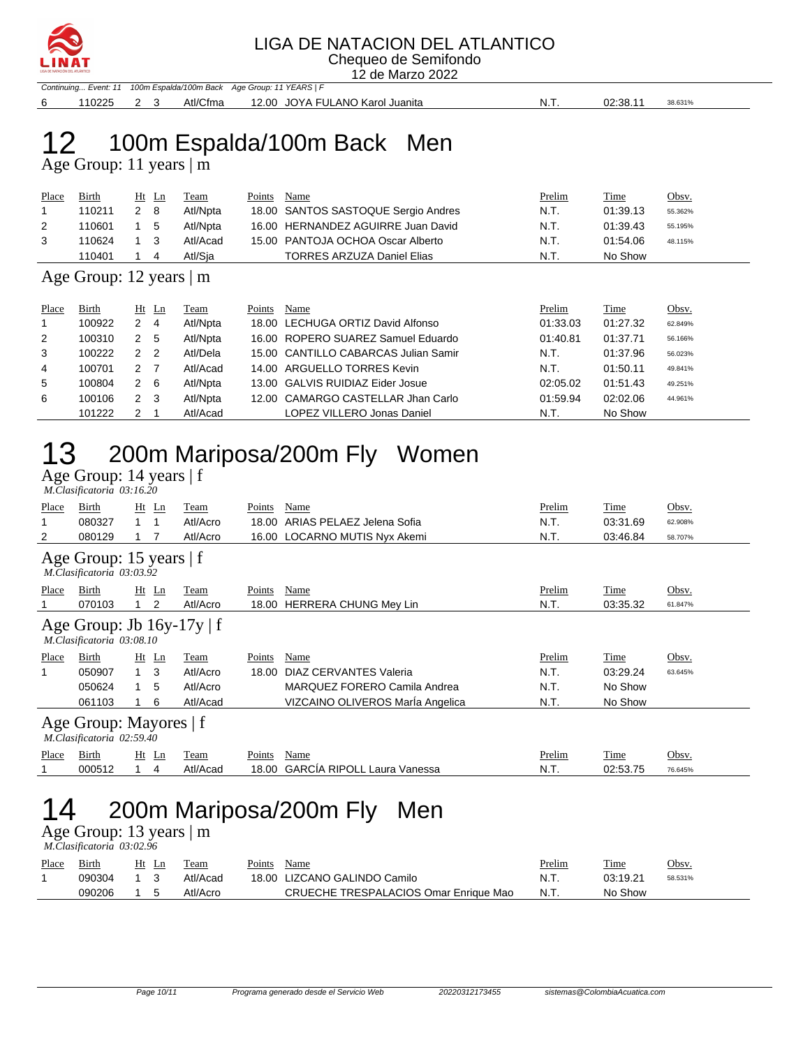Continuing... Event: 11 100m Espalda/100m Back Age Group: 11 YEARS | F

| Place | Birth | Ht | Ln | Team | Points | Name | Prelim | Time | Obsv. |
|---|---|---|---|---|---|---|---|---|---|
| 6 | 110225 | 2 | 3 | Atl/Cfma | 12.00 | JOYA FULANO Karol Juanita | N.T. | 02:38.11 | 38.631% |

# 12 100m Espalda/100m Back Men

## Age Group: 11 years | m

| Place | Birth | Ht | Ln | Team | Points | Name | Prelim | Time | Obsv. |
|---|---|---|---|---|---|---|---|---|---|
| 1 | 110211 | 2 | 8 | Atl/Npta | 18.00 | SANTOS SASTOQUE Sergio Andres | N.T. | 01:39.13 | 55.362% |
| 2 | 110601 | 1 | 5 | Atl/Npta | 16.00 | HERNANDEZ AGUIRRE Juan David | N.T. | 01:39.43 | 55.195% |
| 3 | 110624 | 1 | 3 | Atl/Acad | 15.00 | PANTOJA OCHOA Oscar Alberto | N.T. | 01:54.06 | 48.115% |
| | 110401 | 1 | 4 | Atl/Sja | | TORRES ARZUZA Daniel Elias | N.T. | No Show | |

## Age Group: 12 years | m

| Place | Birth | Ht | Ln | Team | Points | Name | Prelim | Time | Obsv. |
|---|---|---|---|---|---|---|---|---|---|
| 1 | 100922 | 2 | 4 | Atl/Npta | 18.00 | LECHUGA ORTIZ David Alfonso | 01:33.03 | 01:27.32 | 62.849% |
| 2 | 100310 | 2 | 5 | Atl/Npta | 16.00 | ROPERO SUAREZ Samuel Eduardo | 01:40.81 | 01:37.71 | 56.166% |
| 3 | 100222 | 2 | 2 | Atl/Dela | 15.00 | CANTILLO CABARCAS Julian Samir | N.T. | 01:37.96 | 56.023% |
| 4 | 100701 | 2 | 7 | Atl/Acad | 14.00 | ARGUELLO TORRES Kevin | N.T. | 01:50.11 | 49.841% |
| 5 | 100804 | 2 | 6 | Atl/Npta | 13.00 | GALVIS RUIDIAZ Eider Josue | 02:05.02 | 01:51.43 | 49.251% |
| 6 | 100106 | 2 | 3 | Atl/Npta | 12.00 | CAMARGO CASTELLAR Jhan Carlo | 01:59.94 | 02:02.06 | 44.961% |
| | 101222 | 2 | 1 | Atl/Acad | | LOPEZ VILLERO Jonas Daniel | N.T. | No Show | |

# 13 200m Mariposa/200m Fly Women

## Age Group: 14 years | f

*M.Clasificatoria 03:16.20*

| Place | Birth | Ht | Ln | Team | Points | Name | Prelim | Time | Obsv. |
|---|---|---|---|---|---|---|---|---|---|
| 1 | 080327 | 1 | 1 | Atl/Acro | 18.00 | ARIAS PELAEZ Jelena Sofia | N.T. | 03:31.69 | 62.908% |
| 2 | 080129 | 1 | 7 | Atl/Acro | 16.00 | LOCARNO MUTIS Nyx Akemi | N.T. | 03:46.84 | 58.707% |

## Age Group: 15 years | f

*M.Clasificatoria 03:03.92*

| Place | Birth | Ht | Ln | Team | Points | Name | Prelim | Time | Obsv. |
|---|---|---|---|---|---|---|---|---|---|
| 1 | 070103 | 1 | 2 | Atl/Acro | 18.00 | HERRERA CHUNG Mey Lin | N.T. | 03:35.32 | 61.847% |

## Age Group: Jb 16y-17y | f

*M.Clasificatoria 03:08.10*

| Place | Birth | Ht | Ln | Team | Points | Name | Prelim | Time | Obsv. |
|---|---|---|---|---|---|---|---|---|---|
| 1 | 050907 | 1 | 3 | Atl/Acro | 18.00 | DIAZ CERVANTES Valeria | N.T. | 03:29.24 | 63.645% |
| | 050624 | 1 | 5 | Atl/Acro | | MARQUEZ FORERO Camila Andrea | N.T. | No Show | |
| | 061103 | 1 | 6 | Atl/Acad | | VIZCAINO OLIVEROS MarÍa Angelica | N.T. | No Show | |

## Age Group: Mayores | f

*M.Clasificatoria 02:59.40*

| Place | Birth | Ht | Ln | Team | Points | Name | Prelim | Time | Obsv. |
|---|---|---|---|---|---|---|---|---|---|
| 1 | 000512 | 1 | 4 | Atl/Acad | 18.00 | GARCÍA RIPOLL Laura Vanessa | N.T. | 02:53.75 | 76.645% |

# 14 200m Mariposa/200m Fly Men

## Age Group: 13 years | m

*M.Clasificatoria 03:02.96*

| Place | Birth | Ht | Ln | Team | Points | Name | Prelim | Time | Obsv. |
|---|---|---|---|---|---|---|---|---|---|
| 1 | 090304 | 1 | 3 | Atl/Acad | 18.00 | LIZCANO GALINDO Camilo | N.T. | 03:19.21 | 58.531% |
| | 090206 | 1 | 5 | Atl/Acro | | CRUECHE TRESPALACIOS Omar Enrique Mao | N.T. | No Show | |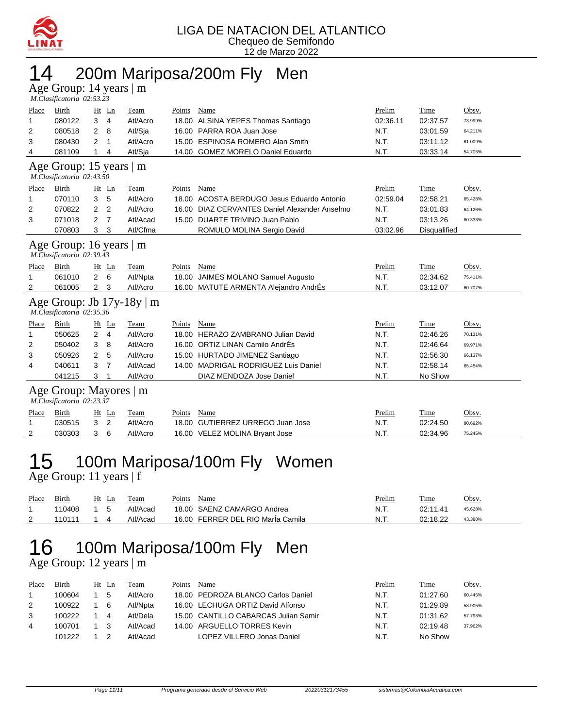LIGA DE NATACION DEL ATLANTICO
Chequeo de Semifondo
12 de Marzo 2022

# 14 200m Mariposa/200m Fly Men

## Age Group: 14 years | m

*M.Clasificatoria 02:53.23*

| Place | Birth | Ht | Ln | Team | Points | Name | Prelim | Time | Obsv. |
|---|---|---|---|---|---|---|---|---|---|
| 1 | 080122 | 3 | 4 | Atl/Acro | 18.00 | ALSINA YEPES Thomas Santiago | 02:36.11 | 02:37.57 | 73.999% |
| 2 | 080518 | 2 | 8 | Atl/Sja | 16.00 | PARRA ROA Juan Jose | N.T. | 03:01.59 | 64.211% |
| 3 | 080430 | 2 | 1 | Atl/Acro | 15.00 | ESPINOSA ROMERO Alan Smith | N.T. | 03:11.12 | 61.009% |
| 4 | 081109 | 1 | 4 | Atl/Sja | 14.00 | GOMEZ MORELO Daniel Eduardo | N.T. | 03:33.14 | 54.706% |

## Age Group: 15 years | m

*M.Clasificatoria 02:43.50*

| Place | Birth | Ht | Ln | Team | Points | Name | Prelim | Time | Obsv. |
|---|---|---|---|---|---|---|---|---|---|
| 1 | 070110 | 3 | 5 | Atl/Acro | 18.00 | ACOSTA BERDUGO Jesus Eduardo Antonio | 02:59.04 | 02:58.21 | 65.428% |
| 2 | 070822 | 2 | 2 | Atl/Acro | 16.00 | DIAZ CERVANTES Daniel Alexander Anselmo | N.T. | 03:01.83 | 64.126% |
| 3 | 071018 | 2 | 7 | Atl/Acad | 15.00 | DUARTE TRIVINO Juan Pablo | N.T. | 03:13.26 | 60.333% |
|  | 070803 | 3 | 3 | Atl/Cfma |  | ROMULO MOLINA Sergio David | 03:02.96 | Disqualified |  |

## Age Group: 16 years | m

*M.Clasificatoria 02:39.43*

| Place | Birth | Ht | Ln | Team | Points | Name | Prelim | Time | Obsv. |
|---|---|---|---|---|---|---|---|---|---|
| 1 | 061010 | 2 | 6 | Atl/Npta | 18.00 | JAIMES MOLANO Samuel Augusto | N.T. | 02:34.62 | 75.411% |
| 2 | 061005 | 2 | 3 | Atl/Acro | 16.00 | MATUTE ARMENTA Alejandro AndrÉs | N.T. | 03:12.07 | 60.707% |

## Age Group: Jb 17y-18y | m

*M.Clasificatoria 02:35.36*

| Place | Birth | Ht | Ln | Team | Points | Name | Prelim | Time | Obsv. |
|---|---|---|---|---|---|---|---|---|---|
| 1 | 050625 | 2 | 4 | Atl/Acro | 18.00 | HERAZO ZAMBRANO Julian David | N.T. | 02:46.26 | 70.131% |
| 2 | 050402 | 3 | 8 | Atl/Acro | 16.00 | ORTIZ LINAN Camilo AndrÉs | N.T. | 02:46.64 | 69.971% |
| 3 | 050926 | 2 | 5 | Atl/Acro | 15.00 | HURTADO JIMENEZ Santiago | N.T. | 02:56.30 | 66.137% |
| 4 | 040611 | 3 | 7 | Atl/Acad | 14.00 | MADRIGAL RODRIGUEZ Luis Daniel | N.T. | 02:58.14 | 65.454% |
|  | 041215 | 3 | 1 | Atl/Acro |  | DIAZ MENDOZA Jose Daniel | N.T. | No Show |  |

## Age Group: Mayores | m

*M.Clasificatoria 02:23.37*

| Place | Birth | Ht | Ln | Team | Points | Name | Prelim | Time | Obsv. |
|---|---|---|---|---|---|---|---|---|---|
| 1 | 030515 | 3 | 2 | Atl/Acro | 18.00 | GUTIERREZ URREGO Juan Jose | N.T. | 02:24.50 | 80.692% |
| 2 | 030303 | 3 | 6 | Atl/Acro | 16.00 | VELEZ MOLINA Bryant Jose | N.T. | 02:34.96 | 75.245% |

# 15 100m Mariposa/100m Fly Women

## Age Group: 11 years | f

| Place | Birth | Ht | Ln | Team | Points | Name | Prelim | Time | Obsv. |
|---|---|---|---|---|---|---|---|---|---|
| 1 | 110408 | 1 | 5 | Atl/Acad | 18.00 | SAENZ CAMARGO Andrea | N.T. | 02:11.41 | 45.628% |
| 2 | 110111 | 1 | 4 | Atl/Acad | 16.00 | FERRER DEL RIO MarÍa Camila | N.T. | 02:18.22 | 43.380% |

# 16 100m Mariposa/100m Fly Men

## Age Group: 12 years | m

| Place | Birth | Ht | Ln | Team | Points | Name | Prelim | Time | Obsv. |
|---|---|---|---|---|---|---|---|---|---|
| 1 | 100604 | 1 | 5 | Atl/Acro | 18.00 | PEDROZA BLANCO Carlos Daniel | N.T. | 01:27.60 | 60.445% |
| 2 | 100922 | 1 | 6 | Atl/Npta | 16.00 | LECHUGA ORTIZ David Alfonso | N.T. | 01:29.89 | 58.905% |
| 3 | 100222 | 1 | 4 | Atl/Dela | 15.00 | CANTILLO CABARCAS Julian Samir | N.T. | 01:31.62 | 57.793% |
| 4 | 100701 | 1 | 3 | Atl/Acad | 14.00 | ARGUELLO TORRES Kevin | N.T. | 02:19.48 | 37.962% |
|  | 101222 | 1 | 2 | Atl/Acad |  | LOPEZ VILLERO Jonas Daniel | N.T. | No Show |  |